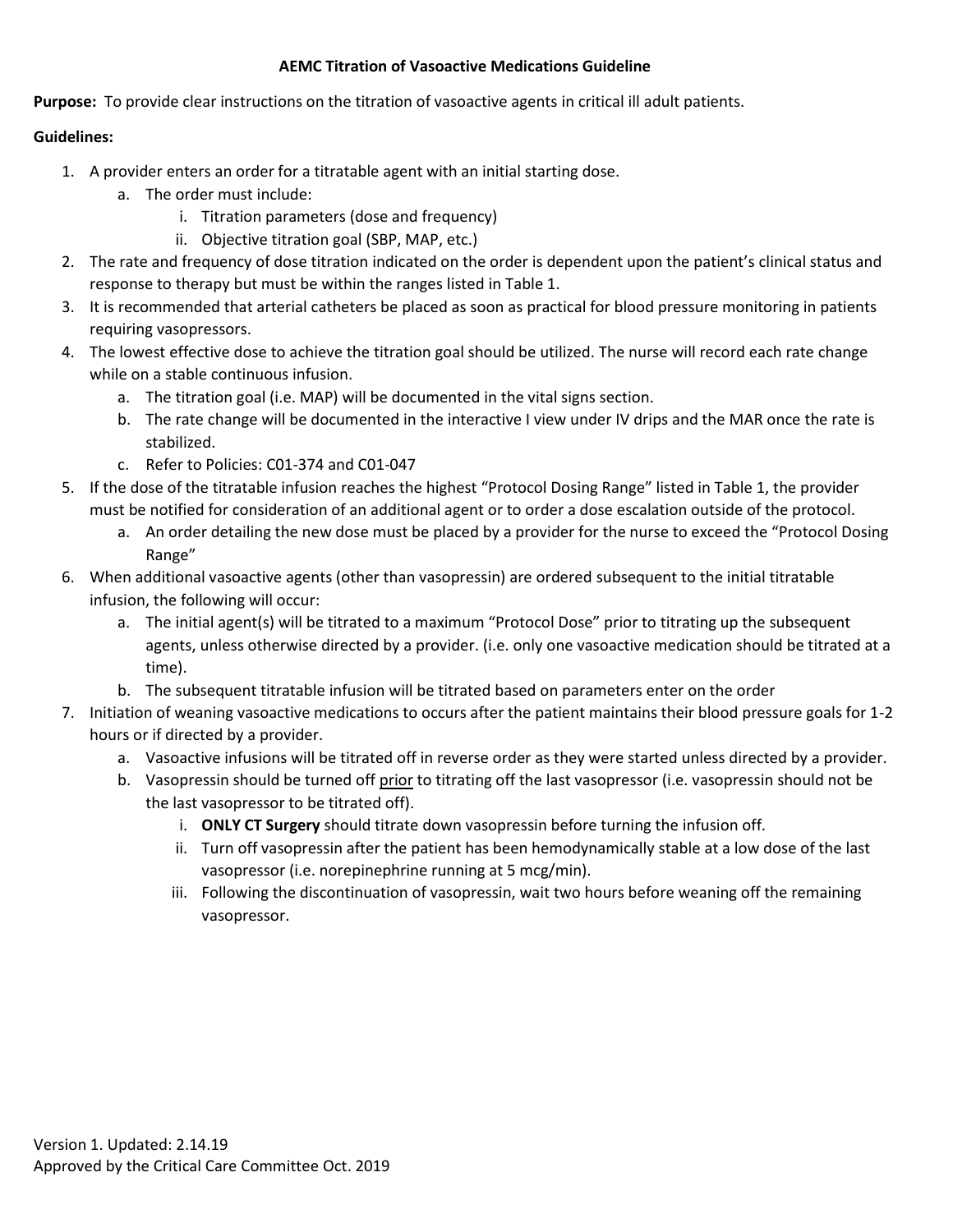# AEMC Titration of Vasoactive Medications Guideline

**Purpose:** To provide clear instructions on the titration of vasoactive agents in critical ill adult patients.

**Guidelines:**

1. A provider enters an order for a titratable agent with an initial starting dose.
   a. The order must include:
      i. Titration parameters (dose and frequency)
      ii. Objective titration goal (SBP, MAP, etc.)
2. The rate and frequency of dose titration indicated on the order is dependent upon the patient's clinical status and response to therapy but must be within the ranges listed in Table 1.
3. It is recommended that arterial catheters be placed as soon as practical for blood pressure monitoring in patients requiring vasopressors.
4. The lowest effective dose to achieve the titration goal should be utilized. The nurse will record each rate change while on a stable continuous infusion.
   a. The titration goal (i.e. MAP) will be documented in the vital signs section.
   b. The rate change will be documented in the interactive I view under IV drips and the MAR once the rate is stabilized.
   c. Refer to Policies: C01-374 and C01-047
5. If the dose of the titratable infusion reaches the highest "Protocol Dosing Range" listed in Table 1, the provider must be notified for consideration of an additional agent or to order a dose escalation outside of the protocol.
   a. An order detailing the new dose must be placed by a provider for the nurse to exceed the "Protocol Dosing Range"
6. When additional vasoactive agents (other than vasopressin) are ordered subsequent to the initial titratable infusion, the following will occur:
   a. The initial agent(s) will be titrated to a maximum "Protocol Dose" prior to titrating up the subsequent agents, unless otherwise directed by a provider. (i.e. only one vasoactive medication should be titrated at a time).
   b. The subsequent titratable infusion will be titrated based on parameters enter on the order
7. Initiation of weaning vasoactive medications to occurs after the patient maintains their blood pressure goals for 1-2 hours or if directed by a provider.
   a. Vasoactive infusions will be titrated off in reverse order as they were started unless directed by a provider.
   b. Vasopressin should be turned off <u>prior</u> to titrating off the last vasopressor (i.e. vasopressin should not be the last vasopressor to be titrated off).
      i. **ONLY CT Surgery** should titrate down vasopressin before turning the infusion off.
      ii. Turn off vasopressin after the patient has been hemodynamically stable at a low dose of the last vasopressor (i.e. norepinephrine running at 5 mcg/min).
      iii. Following the discontinuation of vasopressin, wait two hours before weaning off the remaining vasopressor.

Version 1. Updated: 2.14.19
Approved by the Critical Care Committee Oct. 2019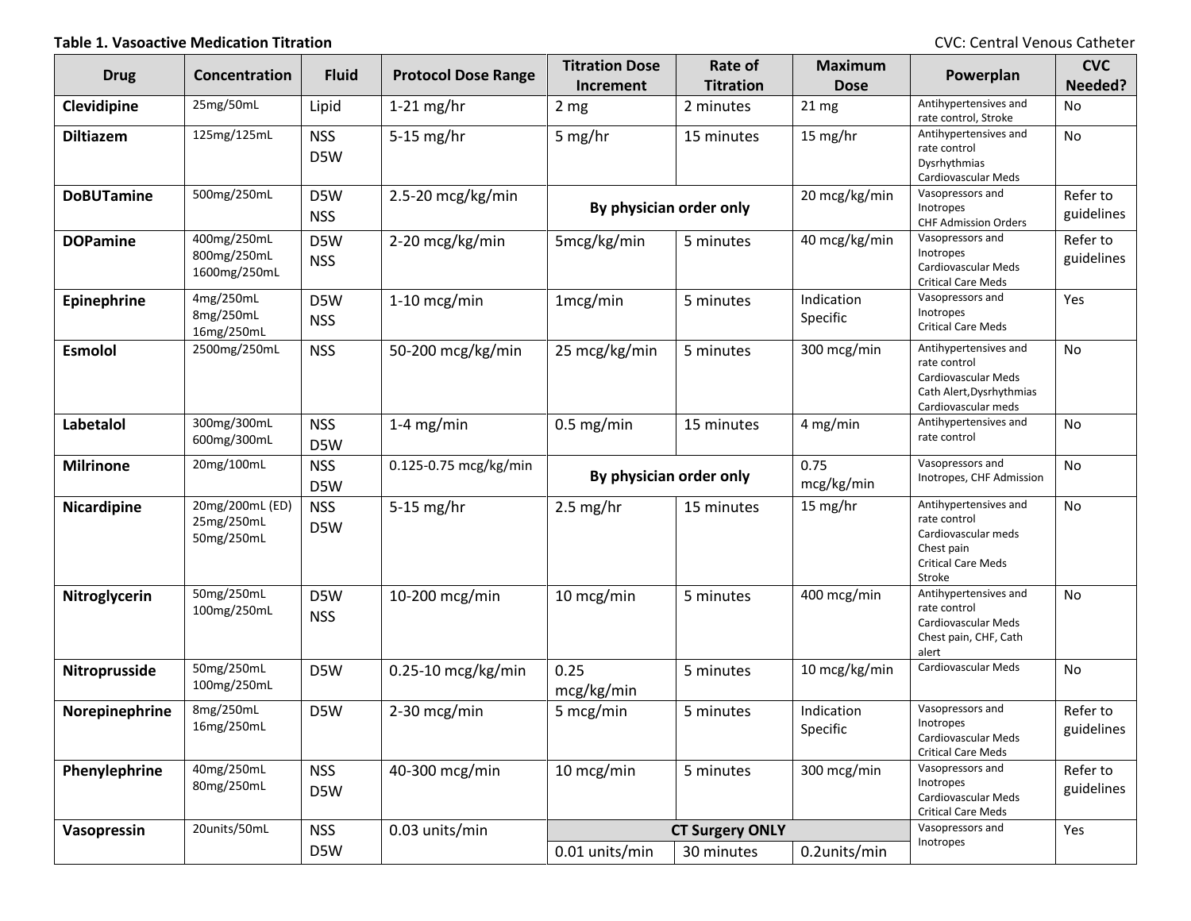**Table 1. Vasoactive Medication Titration**

CVC: Central Venous Catheter

| Drug | Concentration | Fluid | Protocol Dose Range | Titration Dose Increment | Rate of Titration | Maximum Dose | Powerplan | CVC Needed? |
|---|---|---|---|---|---|---|---|---|
| **Clevidipine** | 25mg/50mL | Lipid | 1-21 mg/hr | 2 mg | 2 minutes | 21 mg | Antihypertensives and rate control, Stroke | No |
| **Diltiazem** | 125mg/125mL | NSS<br>D5W | 5-15 mg/hr | 5 mg/hr | 15 minutes | 15 mg/hr | Antihypertensives and rate control<br>Dysrhythmias<br>Cardiovascular Meds | No |
| **DoBUTamine** | 500mg/250mL | D5W<br>NSS | 2.5-20 mcg/kg/min | **By physician order only** | | 20 mcg/kg/min | Vasopressors and Inotropes<br>CHF Admission Orders | Refer to guidelines |
| **DOPamine** | 400mg/250mL<br>800mg/250mL<br>1600mg/250mL | D5W<br>NSS | 2-20 mcg/kg/min | 5mcg/kg/min | 5 minutes | 40 mcg/kg/min | Vasopressors and Inotropes<br>Cardiovascular Meds<br>Critical Care Meds | Refer to guidelines |
| **Epinephrine** | 4mg/250mL<br>8mg/250mL<br>16mg/250mL | D5W<br>NSS | 1-10 mcg/min | 1mcg/min | 5 minutes | Indication Specific | Vasopressors and Inotropes<br>Critical Care Meds | Yes |
| **Esmolol** | 2500mg/250mL | NSS | 50-200 mcg/kg/min | 25 mcg/kg/min | 5 minutes | 300 mcg/min | Antihypertensives and rate control<br>Cardiovascular Meds<br>Cath Alert,Dysrhythmias<br>Cardiovascular meds | No |
| **Labetalol** | 300mg/300mL<br>600mg/300mL | NSS<br>D5W | 1-4 mg/min | 0.5 mg/min | 15 minutes | 4 mg/min | Antihypertensives and rate control | No |
| **Milrinone** | 20mg/100mL | NSS<br>D5W | 0.125-0.75 mcg/kg/min | **By physician order only** | | 0.75 mcg/kg/min | Vasopressors and Inotropes, CHF Admission | No |
| **Nicardipine** | 20mg/200mL (ED)<br>25mg/250mL<br>50mg/250mL | NSS<br>D5W | 5-15 mg/hr | 2.5 mg/hr | 15 minutes | 15 mg/hr | Antihypertensives and rate control<br>Cardiovascular meds<br>Chest pain<br>Critical Care Meds<br>Stroke | No |
| **Nitroglycerin** | 50mg/250mL<br>100mg/250mL | D5W<br>NSS | 10-200 mcg/min | 10 mcg/min | 5 minutes | 400 mcg/min | Antihypertensives and rate control<br>Cardiovascular Meds<br>Chest pain, CHF, Cath alert | No |
| **Nitroprusside** | 50mg/250mL<br>100mg/250mL | D5W | 0.25-10 mcg/kg/min | 0.25 mcg/kg/min | 5 minutes | 10 mcg/kg/min | Cardiovascular Meds | No |
| **Norepinephrine** | 8mg/250mL<br>16mg/250mL | D5W | 2-30 mcg/min | 5 mcg/min | 5 minutes | Indication Specific | Vasopressors and Inotropes<br>Cardiovascular Meds<br>Critical Care Meds | Refer to guidelines |
| **Phenylephrine** | 40mg/250mL<br>80mg/250mL | NSS<br>D5W | 40-300 mcg/min | 10 mcg/min | 5 minutes | 300 mcg/min | Vasopressors and Inotropes<br>Cardiovascular Meds<br>Critical Care Meds | Refer to guidelines |
| **Vasopressin** | 20units/50mL | NSS<br>D5W | 0.03 units/min | **CT Surgery ONLY**<br>0.01 units/min | 30 minutes | 0.2units/min | Vasopressors and Inotropes | Yes |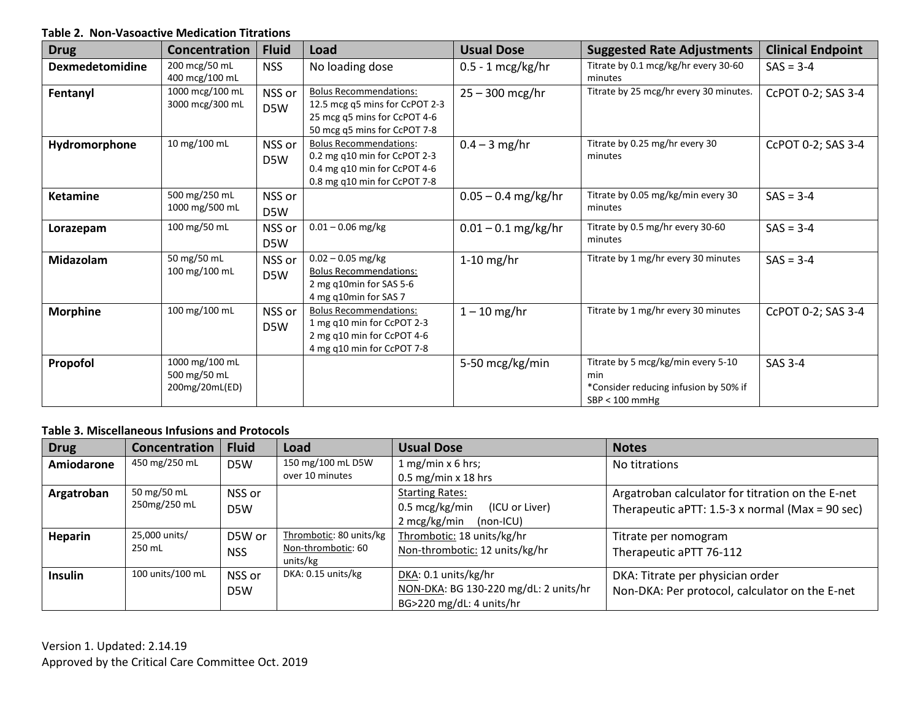**Table 2. Non-Vasoactive Medication Titrations**

| Drug | Concentration | Fluid | Load | Usual Dose | Suggested Rate Adjustments | Clinical Endpoint |
|---|---|---|---|---|---|---|
| **Dexmedetomidine** | 200 mcg/50 mL<br>400 mcg/100 mL | NSS | No loading dose | 0.5 - 1 mcg/kg/hr | Titrate by 0.1 mcg/kg/hr every 30-60 minutes | SAS = 3-4 |
| **Fentanyl** | 1000 mcg/100 mL<br>3000 mcg/300 mL | NSS or D5W | Bolus Recommendations:<br>12.5 mcg q5 mins for CcPOT 2-3<br>25 mcg q5 mins for CcPOT 4-6<br>50 mcg q5 mins for CcPOT 7-8 | 25 – 300 mcg/hr | Titrate by 25 mcg/hr every 30 minutes. | CcPOT 0-2; SAS 3-4 |
| **Hydromorphone** | 10 mg/100 mL | NSS or D5W | Bolus Recommendations:<br>0.2 mg q10 min for CcPOT 2-3<br>0.4 mg q10 min for CcPOT 4-6<br>0.8 mg q10 min for CcPOT 7-8 | 0.4 – 3 mg/hr | Titrate by 0.25 mg/hr every 30 minutes | CcPOT 0-2; SAS 3-4 |
| **Ketamine** | 500 mg/250 mL<br>1000 mg/500 mL | NSS or D5W | | 0.05 – 0.4 mg/kg/hr | Titrate by 0.05 mg/kg/min every 30 minutes | SAS = 3-4 |
| **Lorazepam** | 100 mg/50 mL | NSS or D5W | 0.01 – 0.06 mg/kg | 0.01 – 0.1 mg/kg/hr | Titrate by 0.5 mg/hr every 30-60 minutes | SAS = 3-4 |
| **Midazolam** | 50 mg/50 mL<br>100 mg/100 mL | NSS or D5W | 0.02 – 0.05 mg/kg<br>Bolus Recommendations:<br>2 mg q10min for SAS 5-6<br>4 mg q10min for SAS 7 | 1-10 mg/hr | Titrate by 1 mg/hr every 30 minutes | SAS = 3-4 |
| **Morphine** | 100 mg/100 mL | NSS or D5W | Bolus Recommendations:<br>1 mg q10 min for CcPOT 2-3<br>2 mg q10 min for CcPOT 4-6<br>4 mg q10 min for CcPOT 7-8 | 1 – 10 mg/hr | Titrate by 1 mg/hr every 30 minutes | CcPOT 0-2; SAS 3-4 |
| **Propofol** | 1000 mg/100 mL<br>500 mg/50 mL<br>200mg/20mL(ED) | | | 5-50 mcg/kg/min | Titrate by 5 mcg/kg/min every 5-10 min<br>*Consider reducing infusion by 50% if SBP < 100 mmHg | SAS 3-4 |

**Table 3. Miscellaneous Infusions and Protocols**

| Drug | Concentration | Fluid | Load | Usual Dose | Notes |
|---|---|---|---|---|---|
| **Amiodarone** | 450 mg/250 mL | D5W | 150 mg/100 mL D5W over 10 minutes | 1 mg/min x 6 hrs;<br>0.5 mg/min x 18 hrs | No titrations |
| **Argatroban** | 50 mg/50 mL<br>250mg/250 mL | NSS or D5W | | Starting Rates:<br>0.5 mcg/kg/min (ICU or Liver)<br>2 mcg/kg/min (non-ICU) | Argatroban calculator for titration on the E-net<br>Therapeutic aPTT: 1.5-3 x normal (Max = 90 sec) |
| **Heparin** | 25,000 units/ 250 mL | D5W or NSS | Thrombotic: 80 units/kg<br>Non-thrombotic: 60 units/kg | Thrombotic: 18 units/kg/hr<br>Non-thrombotic: 12 units/kg/hr | Titrate per nomogram<br>Therapeutic aPTT 76-112 |
| **Insulin** | 100 units/100 mL | NSS or D5W | DKA: 0.15 units/kg | DKA: 0.1 units/kg/hr<br>NON-DKA: BG 130-220 mg/dL: 2 units/hr<br>BG>220 mg/dL: 4 units/hr | DKA: Titrate per physician order<br>Non-DKA: Per protocol, calculator on the E-net |

Version 1. Updated: 2.14.19
Approved by the Critical Care Committee Oct. 2019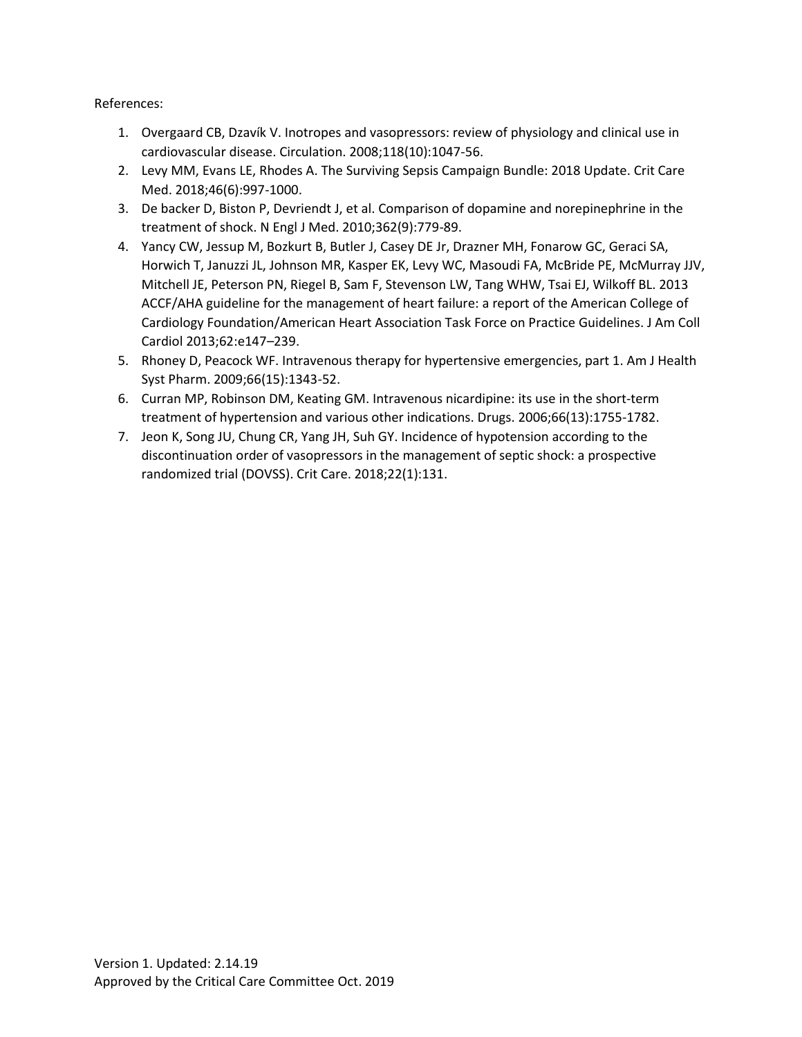References:

1. Overgaard CB, Dzavík V. Inotropes and vasopressors: review of physiology and clinical use in cardiovascular disease. Circulation. 2008;118(10):1047-56.
2. Levy MM, Evans LE, Rhodes A. The Surviving Sepsis Campaign Bundle: 2018 Update. Crit Care Med. 2018;46(6):997-1000.
3. De backer D, Biston P, Devriendt J, et al. Comparison of dopamine and norepinephrine in the treatment of shock. N Engl J Med. 2010;362(9):779-89.
4. Yancy CW, Jessup M, Bozkurt B, Butler J, Casey DE Jr, Drazner MH, Fonarow GC, Geraci SA, Horwich T, Januzzi JL, Johnson MR, Kasper EK, Levy WC, Masoudi FA, McBride PE, McMurray JJV, Mitchell JE, Peterson PN, Riegel B, Sam F, Stevenson LW, Tang WHW, Tsai EJ, Wilkoff BL. 2013 ACCF/AHA guideline for the management of heart failure: a report of the American College of Cardiology Foundation/American Heart Association Task Force on Practice Guidelines. J Am Coll Cardiol 2013;62:e147–239.
5. Rhoney D, Peacock WF. Intravenous therapy for hypertensive emergencies, part 1. Am J Health Syst Pharm. 2009;66(15):1343-52.
6. Curran MP, Robinson DM, Keating GM. Intravenous nicardipine: its use in the short-term treatment of hypertension and various other indications. Drugs. 2006;66(13):1755-1782.
7. Jeon K, Song JU, Chung CR, Yang JH, Suh GY. Incidence of hypotension according to the discontinuation order of vasopressors in the management of septic shock: a prospective randomized trial (DOVSS). Crit Care. 2018;22(1):131.

Version 1. Updated: 2.14.19
Approved by the Critical Care Committee Oct. 2019